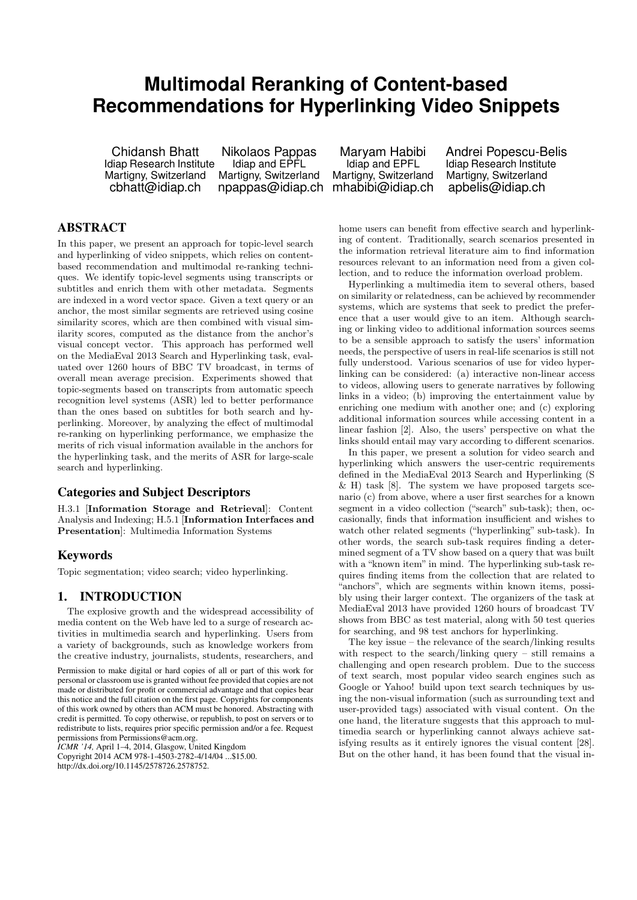# Multimodal Reranking of Content-based Recommendations for Hyperlinking Video Snippets

Chidansh Bhatt
Idiap Research Institute
Martigny, Switzerland
cbhatt@idiap.ch

Nikolaos Pappas
Idiap and EPFL
Martigny, Switzerland
npappas@idiap.ch

Maryam Habibi
Idiap and EPFL
Martigny, Switzerland
mhabibi@idiap.ch

Andrei Popescu-Belis
Idiap Research Institute
Martigny, Switzerland
apbelis@idiap.ch

## ABSTRACT

In this paper, we present an approach for topic-level search and hyperlinking of video snippets, which relies on content-based recommendation and multimodal re-ranking techniques. We identify topic-level segments using transcripts or subtitles and enrich them with other metadata. Segments are indexed in a word vector space. Given a text query or an anchor, the most similar segments are retrieved using cosine similarity scores, which are then combined with visual similarity scores, computed as the distance from the anchor's visual concept vector. This approach has performed well on the MediaEval 2013 Search and Hyperlinking task, evaluated over 1260 hours of BBC TV broadcast, in terms of overall mean average precision. Experiments showed that topic-segments based on transcripts from automatic speech recognition level systems (ASR) led to better performance than the ones based on subtitles for both search and hyperlinking. Moreover, by analyzing the effect of multimodal re-ranking on hyperlinking performance, we emphasize the merits of rich visual information available in the anchors for the hyperlinking task, and the merits of ASR for large-scale search and hyperlinking.

### Categories and Subject Descriptors

H.3.1 [**Information Storage and Retrieval**]: Content Analysis and Indexing; H.5.1 [**Information Interfaces and Presentation**]: Multimedia Information Systems

### Keywords

Topic segmentation; video search; video hyperlinking.

## 1. INTRODUCTION

The explosive growth and the widespread accessibility of media content on the Web have led to a surge of research activities in multimedia search and hyperlinking. Users from a variety of backgrounds, such as knowledge workers from the creative industry, journalists, students, researchers, and home users can benefit from effective search and hyperlinking of content. Traditionally, search scenarios presented in the information retrieval literature aim to find information resources relevant to an information need from a given collection, and to reduce the information overload problem.

Hyperlinking a multimedia item to several others, based on similarity or relatedness, can be achieved by recommender systems, which are systems that seek to predict the preference that a user would give to an item. Although searching or linking video to additional information sources seems to be a sensible approach to satisfy the users' information needs, the perspective of users in real-life scenarios is still not fully understood. Various scenarios of use for video hyperlinking can be considered: (a) interactive non-linear access to videos, allowing users to generate narratives by following links in a video; (b) improving the entertainment value by enriching one medium with another one; and (c) exploring additional information sources while accessing content in a linear fashion [2]. Also, the users' perspective on what the links should entail may vary according to different scenarios.

In this paper, we present a solution for video search and hyperlinking which answers the user-centric requirements defined in the MediaEval 2013 Search and Hyperlinking (S & H) task [8]. The system we have proposed targets scenario (c) from above, where a user first searches for a known segment in a video collection ("search" sub-task); then, occasionally, finds that information insufficient and wishes to watch other related segments ("hyperlinking" sub-task). In other words, the search sub-task requires finding a determined segment of a TV show based on a query that was built with a "known item" in mind. The hyperlinking sub-task requires finding items from the collection that are related to "anchors", which are segments within known items, possibly using their larger context. The organizers of the task at MediaEval 2013 have provided 1260 hours of broadcast TV shows from BBC as test material, along with 50 test queries for searching, and 98 test anchors for hyperlinking.

The key issue – the relevance of the search/linking results with respect to the search/linking query – still remains a challenging and open research problem. Due to the success of text search, most popular video search engines such as Google or Yahoo! build upon text search techniques by using the non-visual information (such as surrounding text and user-provided tags) associated with visual content. On the one hand, the literature suggests that this approach to multimedia search or hyperlinking cannot always achieve satisfying results as it entirely ignores the visual content [28]. But on the other hand, it has been found that the visual in-

Permission to make digital or hard copies of all or part of this work for personal or classroom use is granted without fee provided that copies are not made or distributed for profit or commercial advantage and that copies bear this notice and the full citation on the first page. Copyrights for components of this work owned by others than ACM must be honored. Abstracting with credit is permitted. To copy otherwise, or republish, to post on servers or to redistribute to lists, requires prior specific permission and/or a fee. Request permissions from Permissions@acm.org.
*ICMR '14,* April 1–4, 2014, Glasgow, United Kingdom
Copyright 2014 ACM 978-1-4503-2782-4/14/04 ...$15.00.
http://dx.doi.org/10.1145/2578726.2578752.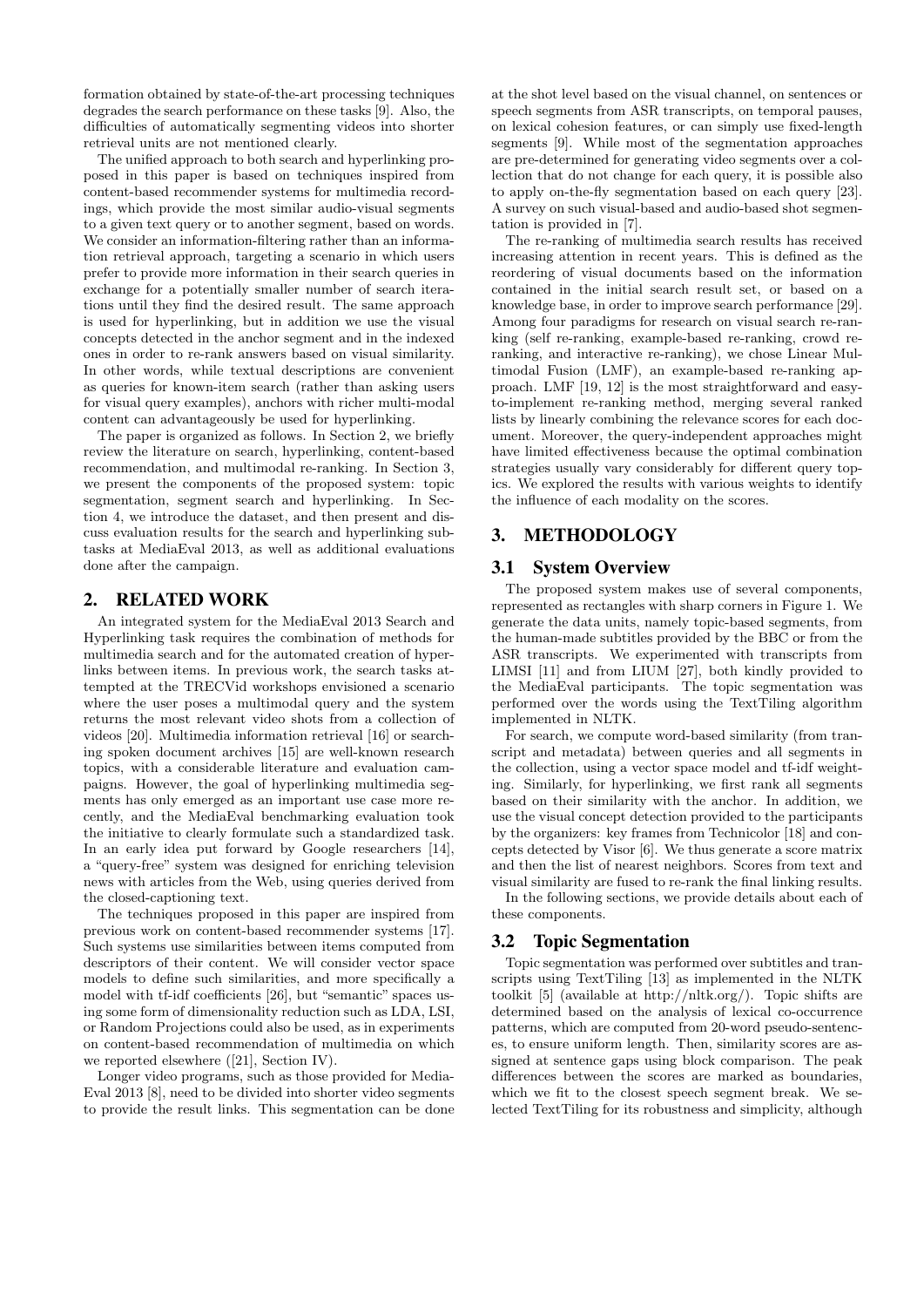formation obtained by state-of-the-art processing techniques degrades the search performance on these tasks [9]. Also, the difficulties of automatically segmenting videos into shorter retrieval units are not mentioned clearly.

The unified approach to both search and hyperlinking proposed in this paper is based on techniques inspired from content-based recommender systems for multimedia recordings, which provide the most similar audio-visual segments to a given text query or to another segment, based on words. We consider an information-filtering rather than an information retrieval approach, targeting a scenario in which users prefer to provide more information in their search queries in exchange for a potentially smaller number of search iterations until they find the desired result. The same approach is used for hyperlinking, but in addition we use the visual concepts detected in the anchor segment and in the indexed ones in order to re-rank answers based on visual similarity. In other words, while textual descriptions are convenient as queries for known-item search (rather than asking users for visual query examples), anchors with richer multi-modal content can advantageously be used for hyperlinking.

The paper is organized as follows. In Section 2, we briefly review the literature on search, hyperlinking, content-based recommendation, and multimodal re-ranking. In Section 3, we present the components of the proposed system: topic segmentation, segment search and hyperlinking. In Section 4, we introduce the dataset, and then present and discuss evaluation results for the search and hyperlinking subtasks at MediaEval 2013, as well as additional evaluations done after the campaign.

## 2. RELATED WORK

An integrated system for the MediaEval 2013 Search and Hyperlinking task requires the combination of methods for multimedia search and for the automated creation of hyperlinks between items. In previous work, the search tasks attempted at the TRECVid workshops envisioned a scenario where the user poses a multimodal query and the system returns the most relevant video shots from a collection of videos [20]. Multimedia information retrieval [16] or searching spoken document archives [15] are well-known research topics, with a considerable literature and evaluation campaigns. However, the goal of hyperlinking multimedia segments has only emerged as an important use case more recently, and the MediaEval benchmarking evaluation took the initiative to clearly formulate such a standardized task. In an early idea put forward by Google researchers [14], a "query-free" system was designed for enriching television news with articles from the Web, using queries derived from the closed-captioning text.

The techniques proposed in this paper are inspired from previous work on content-based recommender systems [17]. Such systems use similarities between items computed from descriptors of their content. We will consider vector space models to define such similarities, and more specifically a model with tf-idf coefficients [26], but "semantic" spaces using some form of dimensionality reduction such as LDA, LSI, or Random Projections could also be used, as in experiments on content-based recommendation of multimedia on which we reported elsewhere ([21], Section IV).

Longer video programs, such as those provided for MediaEval 2013 [8], need to be divided into shorter video segments to provide the result links. This segmentation can be done at the shot level based on the visual channel, on sentences or speech segments from ASR transcripts, on temporal pauses, on lexical cohesion features, or can simply use fixed-length segments [9]. While most of the segmentation approaches are pre-determined for generating video segments over a collection that do not change for each query, it is possible also to apply on-the-fly segmentation based on each query [23]. A survey on such visual-based and audio-based shot segmentation is provided in [7].

The re-ranking of multimedia search results has received increasing attention in recent years. This is defined as the reordering of visual documents based on the information contained in the initial search result set, or based on a knowledge base, in order to improve search performance [29]. Among four paradigms for research on visual search re-ranking (self re-ranking, example-based re-ranking, crowd re-ranking, and interactive re-ranking), we chose Linear Multimodal Fusion (LMF), an example-based re-ranking approach. LMF [19, 12] is the most straightforward and easy-to-implement re-ranking method, merging several ranked lists by linearly combining the relevance scores for each document. Moreover, the query-independent approaches might have limited effectiveness because the optimal combination strategies usually vary considerably for different query topics. We explored the results with various weights to identify the influence of each modality on the scores.

## 3. METHODOLOGY

### 3.1 System Overview

The proposed system makes use of several components, represented as rectangles with sharp corners in Figure 1. We generate the data units, namely topic-based segments, from the human-made subtitles provided by the BBC or from the ASR transcripts. We experimented with transcripts from LIMSI [11] and from LIUM [27], both kindly provided to the MediaEval participants. The topic segmentation was performed over the words using the TextTiling algorithm implemented in NLTK.

For search, we compute word-based similarity (from transcript and metadata) between queries and all segments in the collection, using a vector space model and tf-idf weighting. Similarly, for hyperlinking, we first rank all segments based on their similarity with the anchor. In addition, we use the visual concept detection provided to the participants by the organizers: key frames from Technicolor [18] and concepts detected by Visor [6]. We thus generate a score matrix and then the list of nearest neighbors. Scores from text and visual similarity are fused to re-rank the final linking results.

In the following sections, we provide details about each of these components.

### 3.2 Topic Segmentation

Topic segmentation was performed over subtitles and transcripts using TextTiling [13] as implemented in the NLTK toolkit [5] (available at http://nltk.org/). Topic shifts are determined based on the analysis of lexical co-occurrence patterns, which are computed from 20-word pseudo-sentences, to ensure uniform length. Then, similarity scores are assigned at sentence gaps using block comparison. The peak differences between the scores are marked as boundaries, which we fit to the closest speech segment break. We selected TextTiling for its robustness and simplicity, although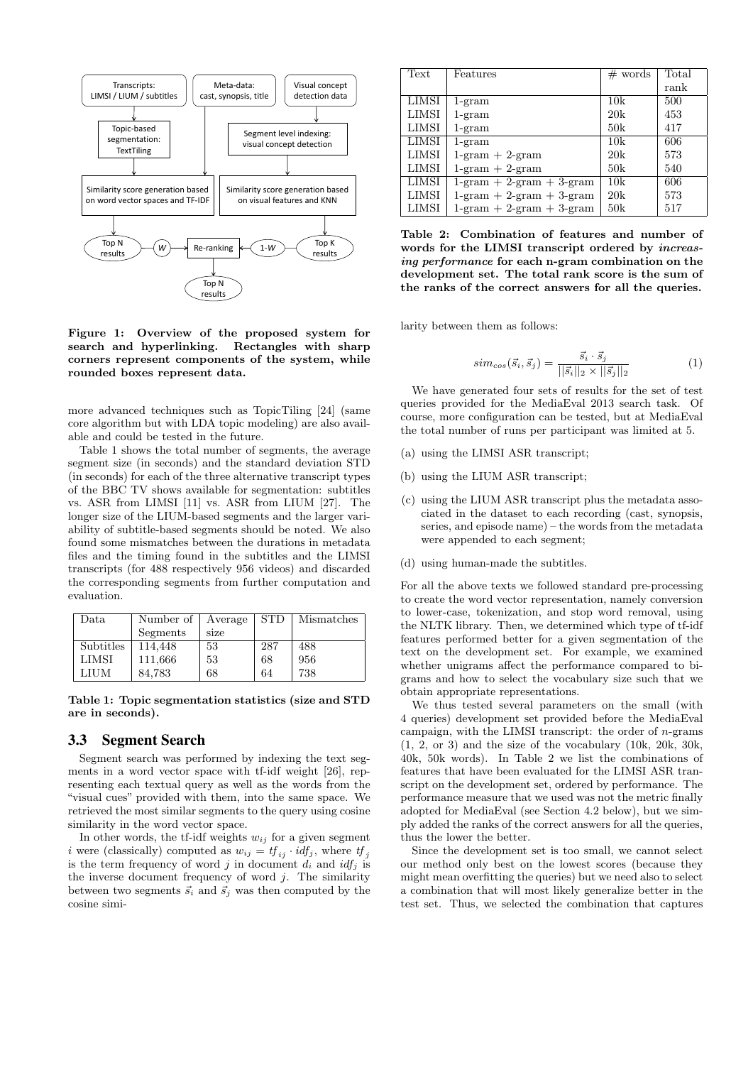Figure 1: Overview of the proposed system for search and hyperlinking. Rectangles with sharp corners represent components of the system, while rounded boxes represent data.

more advanced techniques such as TopicTiling [24] (same core algorithm but with LDA topic modeling) are also available and could be tested in the future.

Table 1 shows the total number of segments, the average segment size (in seconds) and the standard deviation STD (in seconds) for each of the three alternative transcript types of the BBC TV shows available for segmentation: subtitles vs. ASR from LIMSI [11] vs. ASR from LIUM [27]. The longer size of the LIUM-based segments and the larger variability of subtitle-based segments should be noted. We also found some mismatches between the durations in metadata files and the timing found in the subtitles and the LIMSI transcripts (for 488 respectively 956 videos) and discarded the corresponding segments from further computation and evaluation.

| Data | Number of Segments | Average size | STD | Mismatches |
|---|---|---|---|---|
| Subtitles | 114,448 | 53 | 287 | 488 |
| LIMSI | 111,666 | 53 | 68 | 956 |
| LIUM | 84,783 | 68 | 64 | 738 |

**Table 1: Topic segmentation statistics (size and STD are in seconds).**

## 3.3 Segment Search

Segment search was performed by indexing the text segments in a word vector space with tf-idf weight [26], representing each textual query as well as the words from the "visual cues" provided with them, into the same space. We retrieved the most similar segments to the query using cosine similarity in the word vector space.

In other words, the tf-idf weights $w_{ij}$ for a given segment $i$ were (classically) computed as $w_{ij} = tf_{ij} \cdot idf_j$, where $tf_j$ is the term frequency of word $j$ in document $d_i$ and $idf_j$ is the inverse document frequency of word $j$. The similarity between two segments $\vec{s}_i$ and $\vec{s}_j$ was then computed by the cosine similarity between them as follows:

$$sim_{cos}(\vec{s}_i, \vec{s}_j) = \frac{\vec{s}_i \cdot \vec{s}_j}{||\vec{s}_i||_2 \times ||\vec{s}_j||_2} \quad (1)$$

We have generated four sets of results for the set of test queries provided for the MediaEval 2013 search task. Of course, more configuration can be tested, but at MediaEval the total number of runs per participant was limited at 5.

(a) using the LIMSI ASR transcript;

(b) using the LIUM ASR transcript;

(c) using the LIUM ASR transcript plus the metadata associated in the dataset to each recording (cast, synopsis, series, and episode name) – the words from the metadata were appended to each segment;

(d) using human-made the subtitles.

For all the above texts we followed standard pre-processing to create the word vector representation, namely conversion to lower-case, tokenization, and stop word removal, using the NLTK library. Then, we determined which type of tf-idf features performed better for a given segmentation of the text on the development set. For example, we examined whether unigrams affect the performance compared to bigrams and how to select the vocabulary size such that we obtain appropriate representations.

We thus tested several parameters on the small (with 4 queries) development set provided before the MediaEval campaign, with the LIMSI transcript: the order of $n$-grams (1, 2, or 3) and the size of the vocabulary (10k, 20k, 30k, 40k, 50k words). In Table 2 we list the combinations of features that have been evaluated for the LIMSI ASR transcript on the development set, ordered by performance. The performance measure that we used was not the metric finally adopted for MediaEval (see Section 4.2 below), but we simply added the ranks of the correct answers for all the queries, thus the lower the better.

| Text | Features | # words | Total rank |
|---|---|---|---|
| LIMSI | 1-gram | 10k | 500 |
| LIMSI | 1-gram | 20k | 453 |
| LIMSI | 1-gram | 50k | 417 |
| LIMSI | 1-gram | 10k | 606 |
| LIMSI | 1-gram + 2-gram | 20k | 573 |
| LIMSI | 1-gram + 2-gram | 50k | 540 |
| LIMSI | 1-gram + 2-gram + 3-gram | 10k | 606 |
| LIMSI | 1-gram + 2-gram + 3-gram | 20k | 573 |
| LIMSI | 1-gram + 2-gram + 3-gram | 50k | 517 |

**Table 2: Combination of features and number of words for the LIMSI transcript ordered by *increasing performance* for each n-gram combination on the development set. The total rank score is the sum of the ranks of the correct answers for all the queries.**

Since the development set is too small, we cannot select our method only best on the lowest scores (because they might mean overfitting the queries) but we need also to select a combination that will most likely generalize better in the test set. Thus, we selected the combination that captures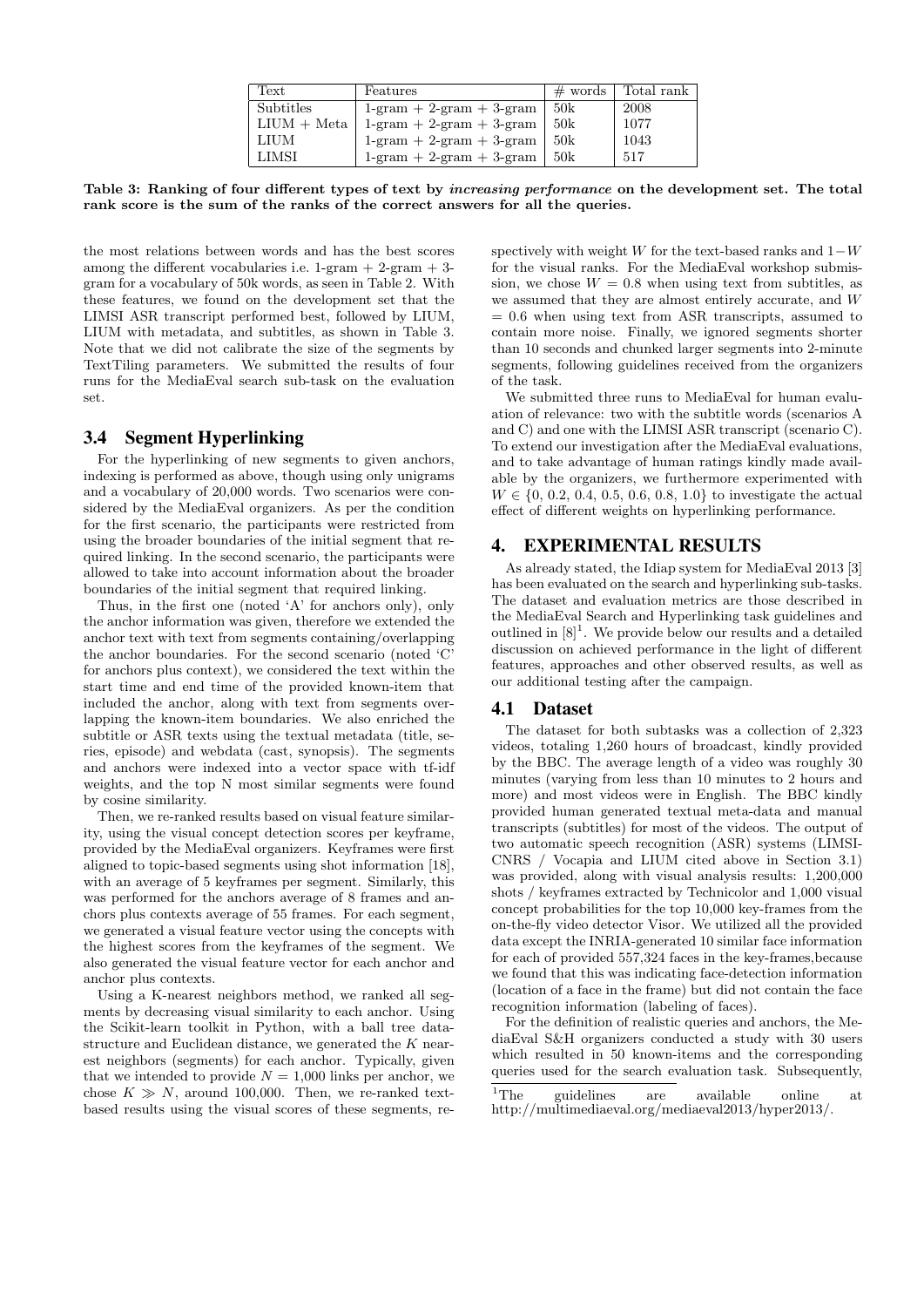| Text | Features | # words | Total rank |
|---|---|---|---|
| Subtitles | 1-gram + 2-gram + 3-gram | 50k | 2008 |
| LIUM + Meta | 1-gram + 2-gram + 3-gram | 50k | 1077 |
| LIUM | 1-gram + 2-gram + 3-gram | 50k | 1043 |
| LIMSI | 1-gram + 2-gram + 3-gram | 50k | 517 |

**Table 3: Ranking of four different types of text by *increasing performance* on the development set. The total rank score is the sum of the ranks of the correct answers for all the queries.**

the most relations between words and has the best scores among the different vocabularies i.e. 1-gram + 2-gram + 3-gram for a vocabulary of 50k words, as seen in Table 2. With these features, we found on the development set that the LIMSI ASR transcript performed best, followed by LIUM, LIUM with metadata, and subtitles, as shown in Table 3. Note that we did not calibrate the size of the segments by TextTiling parameters. We submitted the results of four runs for the MediaEval search sub-task on the evaluation set.

## 3.4 Segment Hyperlinking

For the hyperlinking of new segments to given anchors, indexing is performed as above, though using only unigrams and a vocabulary of 20,000 words. Two scenarios were considered by the MediaEval organizers. As per the condition for the first scenario, the participants were restricted from using the broader boundaries of the initial segment that required linking. In the second scenario, the participants were allowed to take into account information about the broader boundaries of the initial segment that required linking.

Thus, in the first one (noted 'A' for anchors only), only the anchor information was given, therefore we extended the anchor text with text from segments containing/overlapping the anchor boundaries. For the second scenario (noted 'C' for anchors plus context), we considered the text within the start time and end time of the provided known-item that included the anchor, along with text from segments overlapping the known-item boundaries. We also enriched the subtitle or ASR texts using the textual metadata (title, series, episode) and webdata (cast, synopsis). The segments and anchors were indexed into a vector space with tf-idf weights, and the top N most similar segments were found by cosine similarity.

Then, we re-ranked results based on visual feature similarity, using the visual concept detection scores per keyframe, provided by the MediaEval organizers. Keyframes were first aligned to topic-based segments using shot information [18], with an average of 5 keyframes per segment. Similarly, this was performed for the anchors average of 8 frames and anchors plus contexts average of 55 frames. For each segment, we generated a visual feature vector using the concepts with the highest scores from the keyframes of the segment. We also generated the visual feature vector for each anchor and anchor plus contexts.

Using a K-nearest neighbors method, we ranked all segments by decreasing visual similarity to each anchor. Using the Scikit-learn toolkit in Python, with a ball tree datastructure and Euclidean distance, we generated the $K$ nearest neighbors (segments) for each anchor. Typically, given that we intended to provide $N = 1{,}000$ links per anchor, we chose $K \gg N$, around 100,000. Then, we re-ranked text-based results using the visual scores of these segments, respectively with weight $W$ for the text-based ranks and $1-W$ for the visual ranks. For the MediaEval workshop submission, we chose $W = 0.8$ when using text from subtitles, as we assumed that they are almost entirely accurate, and $W = 0.6$ when using text from ASR transcripts, assumed to contain more noise. Finally, we ignored segments shorter than 10 seconds and chunked larger segments into 2-minute segments, following guidelines received from the organizers of the task.

We submitted three runs to MediaEval for human evaluation of relevance: two with the subtitle words (scenarios A and C) and one with the LIMSI ASR transcript (scenario C). To extend our investigation after the MediaEval evaluations, and to take advantage of human ratings kindly made available by the organizers, we furthermore experimented with $W \in \{0, 0.2, 0.4, 0.5, 0.6, 0.8, 1.0\}$ to investigate the actual effect of different weights on hyperlinking performance.

# 4. EXPERIMENTAL RESULTS

As already stated, the Idiap system for MediaEval 2013 [3] has been evaluated on the search and hyperlinking sub-tasks. The dataset and evaluation metrics are those described in the MediaEval Search and Hyperlinking task guidelines and outlined in [8][1]. We provide below our results and a detailed discussion on achieved performance in the light of different features, approaches and other observed results, as well as our additional testing after the campaign.

## 4.1 Dataset

The dataset for both subtasks was a collection of 2,323 videos, totaling 1,260 hours of broadcast, kindly provided by the BBC. The average length of a video was roughly 30 minutes (varying from less than 10 minutes to 2 hours and more) and most videos were in English. The BBC kindly provided human generated textual meta-data and manual transcripts (subtitles) for most of the videos. The output of two automatic speech recognition (ASR) systems (LIMSI-CNRS / Vocapia and LIUM cited above in Section 3.1) was provided, along with visual analysis results: 1,200,000 shots / keyframes extracted by Technicolor and 1,000 visual concept probabilities for the top 10,000 key-frames from the on-the-fly video detector Visor. We utilized all the provided data except the INRIA-generated 10 similar face information for each of provided 557,324 faces in the key-frames,because we found that this was indicating face-detection information (location of a face in the frame) but did not contain the face recognition information (labeling of faces).

For the definition of realistic queries and anchors, the MediaEval S&H organizers conducted a study with 30 users which resulted in 50 known-items and the corresponding queries used for the search evaluation task. Subsequently,

[1]The guidelines are available online at http://multimediaeval.org/mediaeval2013/hyper2013/.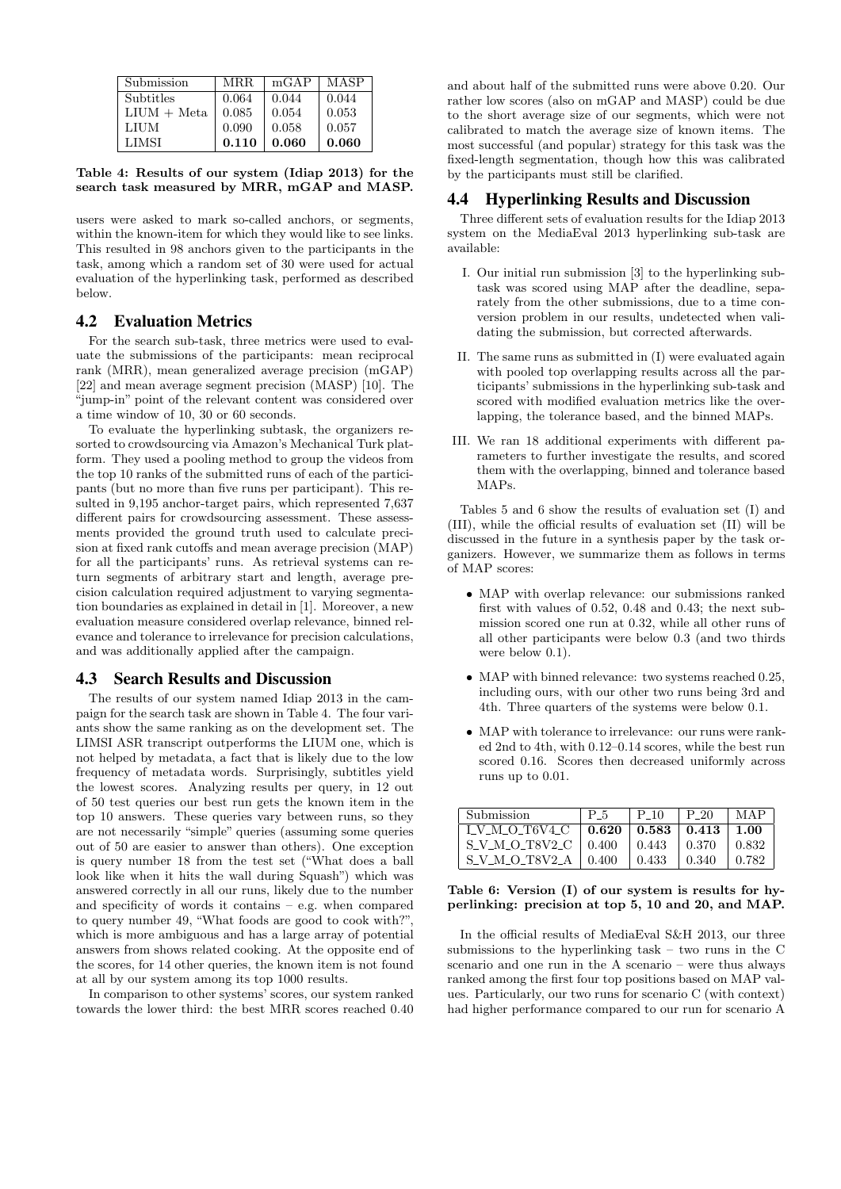| Submission | MRR | mGAP | MASP |
|---|---|---|---|
| Subtitles | 0.064 | 0.044 | 0.044 |
| LIUM + Meta | 0.085 | 0.054 | 0.053 |
| LIUM | 0.090 | 0.058 | 0.057 |
| LIMSI | **0.110** | **0.060** | **0.060** |

**Table 4: Results of our system (Idiap 2013) for the search task measured by MRR, mGAP and MASP.**

users were asked to mark so-called anchors, or segments, within the known-item for which they would like to see links. This resulted in 98 anchors given to the participants in the task, among which a random set of 30 were used for actual evaluation of the hyperlinking task, performed as described below.

## 4.2 Evaluation Metrics

For the search sub-task, three metrics were used to evaluate the submissions of the participants: mean reciprocal rank (MRR), mean generalized average precision (mGAP) [22] and mean average segment precision (MASP) [10]. The "jump-in" point of the relevant content was considered over a time window of 10, 30 or 60 seconds.

To evaluate the hyperlinking subtask, the organizers resorted to crowdsourcing via Amazon's Mechanical Turk platform. They used a pooling method to group the videos from the top 10 ranks of the submitted runs of each of the participants (but no more than five runs per participant). This resulted in 9,195 anchor-target pairs, which represented 7,637 different pairs for crowdsourcing assessment. These assessments provided the ground truth used to calculate precision at fixed rank cutoffs and mean average precision (MAP) for all the participants' runs. As retrieval systems can return segments of arbitrary start and length, average precision calculation required adjustment to varying segmentation boundaries as explained in detail in [1]. Moreover, a new evaluation measure considered overlap relevance, binned relevance and tolerance to irrelevance for precision calculations, and was additionally applied after the campaign.

## 4.3 Search Results and Discussion

The results of our system named Idiap 2013 in the campaign for the search task are shown in Table 4. The four variants show the same ranking as on the development set. The LIMSI ASR transcript outperforms the LIUM one, which is not helped by metadata, a fact that is likely due to the low frequency of metadata words. Surprisingly, subtitles yield the lowest scores. Analyzing results per query, in 12 out of 50 test queries our best run gets the known item in the top 10 answers. These queries vary between runs, so they are not necessarily "simple" queries (assuming some queries out of 50 are easier to answer than others). One exception is query number 18 from the test set ("What does a ball look like when it hits the wall during Squash") which was answered correctly in all our runs, likely due to the number and specificity of words it contains – e.g. when compared to query number 49, "What foods are good to cook with?", which is more ambiguous and has a large array of potential answers from shows related cooking. At the opposite end of the scores, for 14 other queries, the known item is not found at all by our system among its top 1000 results.

In comparison to other systems' scores, our system ranked towards the lower third: the best MRR scores reached 0.40 and about half of the submitted runs were above 0.20. Our rather low scores (also on mGAP and MASP) could be due to the short average size of our segments, which were not calibrated to match the average size of known items. The most successful (and popular) strategy for this task was the fixed-length segmentation, though how this was calibrated by the participants must still be clarified.

## 4.4 Hyperlinking Results and Discussion

Three different sets of evaluation results for the Idiap 2013 system on the MediaEval 2013 hyperlinking sub-task are available:

I. Our initial run submission [3] to the hyperlinking subtask was scored using MAP after the deadline, separately from the other submissions, due to a time conversion problem in our results, undetected when validating the submission, but corrected afterwards.

II. The same runs as submitted in (I) were evaluated again with pooled top overlapping results across all the participants' submissions in the hyperlinking sub-task and scored with modified evaluation metrics like the overlapping, the tolerance based, and the binned MAPs.

III. We ran 18 additional experiments with different parameters to further investigate the results, and scored them with the overlapping, binned and tolerance based MAPs.

Tables 5 and 6 show the results of evaluation set (I) and (III), while the official results of evaluation set (II) will be discussed in the future in a synthesis paper by the task organizers. However, we summarize them as follows in terms of MAP scores:

- MAP with overlap relevance: our submissions ranked first with values of 0.52, 0.48 and 0.43; the next submission scored one run at 0.32, while all other runs of all other participants were below 0.3 (and two thirds were below 0.1).
- MAP with binned relevance: two systems reached 0.25, including ours, with our other two runs being 3rd and 4th. Three quarters of the systems were below 0.1.
- MAP with tolerance to irrelevance: our runs were ranked 2nd to 4th, with 0.12–0.14 scores, while the best run scored 0.16. Scores then decreased uniformly across runs up to 0.01.

| Submission | P_5 | P_10 | P_20 | MAP |
|---|---|---|---|---|
| I_V_M_O_T6V4_C | **0.620** | **0.583** | **0.413** | **1.00** |
| S_V_M_O_T8V2_C | 0.400 | 0.443 | 0.370 | 0.832 |
| S_V_M_O_T8V2_A | 0.400 | 0.433 | 0.340 | 0.782 |

**Table 6: Version (I) of our system is results for hyperlinking: precision at top 5, 10 and 20, and MAP.**

In the official results of MediaEval S&H 2013, our three submissions to the hyperlinking task – two runs in the C scenario and one run in the A scenario – were thus always ranked among the first four top positions based on MAP values. Particularly, our two runs for scenario C (with context) had higher performance compared to our run for scenario A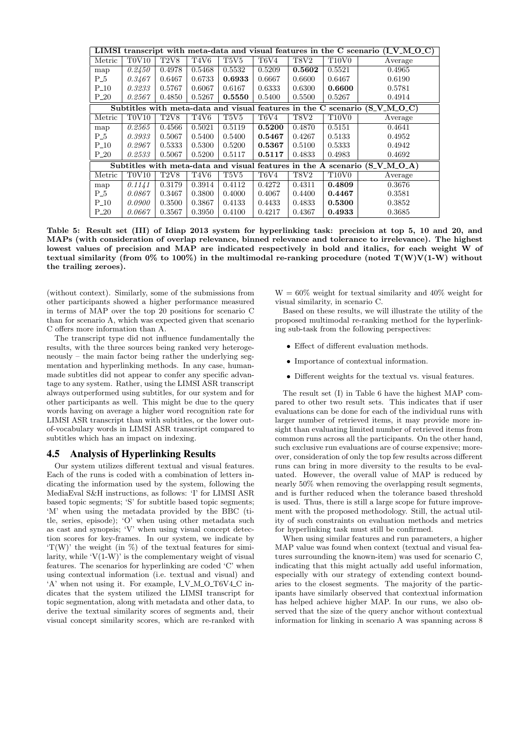| LIMSI transcript with meta-data and visual features in the C scenario (I_V_M_O_C) | | | | | | | | |
|---|---|---|---|---|---|---|---|---|
| Metric | T0V10 | T2V8 | T4V6 | T5V5 | T6V4 | T8V2 | T10V0 | Average |
| map | *0.2450* | 0.4978 | 0.5468 | 0.5532 | 0.5209 | **0.5602** | 0.5521 | 0.4965 |
| P_5 | *0.3467* | 0.6467 | 0.6733 | **0.6933** | 0.6667 | 0.6600 | 0.6467 | 0.6190 |
| P_10 | *0.3233* | 0.5767 | 0.6067 | 0.6167 | 0.6333 | 0.6300 | **0.6600** | 0.5781 |
| P_20 | *0.2567* | 0.4850 | 0.5267 | **0.5550** | 0.5400 | 0.5500 | 0.5267 | 0.4914 |
| **Subtitles with meta-data and visual features in the C scenario (S_V_M_O_C)** | | | | | | | | |
| Metric | T0V10 | T2V8 | T4V6 | T5V5 | T6V4 | T8V2 | T10V0 | Average |
| map | *0.2565* | 0.4566 | 0.5021 | 0.5119 | **0.5200** | 0.4870 | 0.5151 | 0.4641 |
| P_5 | *0.3933* | 0.5067 | 0.5400 | 0.5400 | **0.5467** | 0.4267 | 0.5133 | 0.4952 |
| P_10 | *0.2967* | 0.5333 | 0.5300 | 0.5200 | **0.5367** | 0.5100 | 0.5333 | 0.4942 |
| P_20 | *0.2533* | 0.5067 | 0.5200 | 0.5117 | **0.5117** | 0.4833 | 0.4983 | 0.4692 |
| **Subtitles with meta-data and visual features in the A scenario (S_V_M_O_A)** | | | | | | | | |
| Metric | T0V10 | T2V8 | T4V6 | T5V5 | T6V4 | T8V2 | T10V0 | Average |
| map | *0.1141* | 0.3179 | 0.3914 | 0.4112 | 0.4272 | 0.4311 | **0.4809** | 0.3676 |
| P_5 | *0.0867* | 0.3467 | 0.3800 | 0.4000 | 0.4067 | 0.4400 | **0.4467** | 0.3581 |
| P_10 | *0.0900* | 0.3500 | 0.3867 | 0.4133 | 0.4433 | 0.4833 | **0.5300** | 0.3852 |
| P_20 | *0.0667* | 0.3567 | 0.3950 | 0.4100 | 0.4217 | 0.4367 | **0.4933** | 0.3685 |

**Table 5: Result set (III) of Idiap 2013 system for hyperlinking task: precision at top 5, 10 and 20, and MAPs (with consideration of overlap relevance, binned relevance and tolerance to irrelevance). The highest lowest values of precision and MAP are indicated respectively in bold and italics, for each weight W of textual similarity (from 0% to 100%) in the multimodal re-ranking procedure (noted T(W)V(1-W) without the trailing zeroes).**

(without context). Similarly, some of the submissions from other participants showed a higher performance measured in terms of MAP over the top 20 positions for scenario C than for scenario A, which was expected given that scenario C offers more information than A.

The transcript type did not influence fundamentally the results, with the three sources being ranked very heterogeneously – the main factor being rather the underlying segmentation and hyperlinking methods. In any case, human-made subtitles did not appear to confer any specific advantage to any system. Rather, using the LIMSI ASR transcript always outperformed using subtitles, for our system and for other participants as well. This might be due to the query words having on average a higher word recognition rate for LIMSI ASR transcript than with subtitles, or the lower out-of-vocabulary words in LIMSI ASR transcript compared to subtitles which has an impact on indexing.

## 4.5 Analysis of Hyperlinking Results

Our system utilizes different textual and visual features. Each of the runs is coded with a combination of letters indicating the information used by the system, following the MediaEval S&H instructions, as follows: 'I' for LIMSI ASR based topic segments; 'S' for subtitle based topic segments; 'M' when using the metadata provided by the BBC (title, series, episode); 'O' when using other metadata such as cast and synopsis; 'V' when using visual concept detection scores for key-frames. In our system, we indicate by 'T(W)' the weight (in %) of the textual features for similarity, while 'V(1-W)' is the complementary weight of visual features. The scenarios for hyperlinking are coded 'C' when using contextual information (i.e. textual and visual) and 'A' when not using it. For example, I_V_M_O_T6V4_C indicates that the system utilized the LIMSI transcript for topic segmentation, along with metadata and other data, to derive the textual similarity scores of segments and, their visual concept similarity scores, which are re-ranked with W = 60% weight for textual similarity and 40% weight for visual similarity, in scenario C.

Based on these results, we will illustrate the utility of the proposed multimodal re-ranking method for the hyperlinking sub-task from the following perspectives:

- Effect of different evaluation methods.
- Importance of contextual information.
- Different weights for the textual vs. visual features.

The result set (I) in Table 6 have the highest MAP compared to other two result sets. This indicates that if user evaluations can be done for each of the individual runs with larger number of retrieved items, it may provide more insight than evaluating limited number of retrieved items from common runs across all the participants. On the other hand, such exclusive run evaluations are of course expensive; moreover, consideration of only the top few results across different runs can bring in more diversity to the results to be evaluated. However, the overall value of MAP is reduced by nearly 50% when removing the overlapping result segments, and is further reduced when the tolerance based threshold is used. Thus, there is still a large scope for future improvement with the proposed methodology. Still, the actual utility of such constraints on evaluation methods and metrics for hyperlinking task must still be confirmed.

When using similar features and run parameters, a higher MAP value was found when context (textual and visual features surrounding the known-item) was used for scenario C, indicating that this might actually add useful information, especially with our strategy of extending context boundaries to the closest segments. The majority of the participants have similarly observed that contextual information has helped achieve higher MAP. In our runs, we also observed that the size of the query anchor without contextual information for linking in scenario A was spanning across 8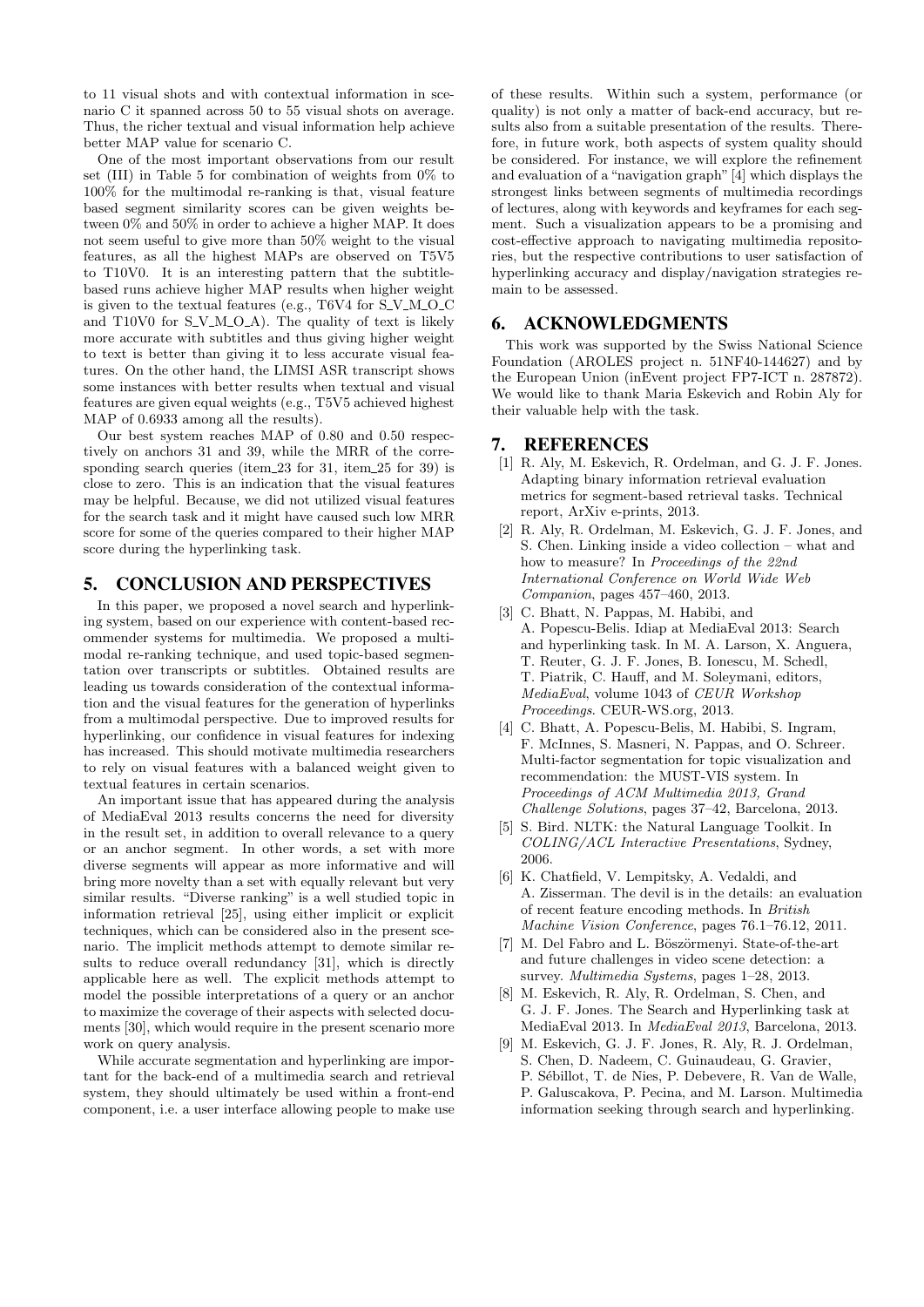to 11 visual shots and with contextual information in scenario C it spanned across 50 to 55 visual shots on average. Thus, the richer textual and visual information help achieve better MAP value for scenario C.

One of the most important observations from our result set (III) in Table 5 for combination of weights from 0% to 100% for the multimodal re-ranking is that, visual feature based segment similarity scores can be given weights between 0% and 50% in order to achieve a higher MAP. It does not seem useful to give more than 50% weight to the visual features, as all the highest MAPs are observed on T5V5 to T10V0. It is an interesting pattern that the subtitle-based runs achieve higher MAP results when higher weight is given to the textual features (e.g., T6V4 for S_V_M_O_C and T10V0 for S_V_M_O_A). The quality of text is likely more accurate with subtitles and thus giving higher weight to text is better than giving it to less accurate visual features. On the other hand, the LIMSI ASR transcript shows some instances with better results when textual and visual features are given equal weights (e.g., T5V5 achieved highest MAP of 0.6933 among all the results).

Our best system reaches MAP of 0.80 and 0.50 respectively on anchors 31 and 39, while the MRR of the corresponding search queries (item_23 for 31, item_25 for 39) is close to zero. This is an indication that the visual features may be helpful. Because, we did not utilized visual features for the search task and it might have caused such low MRR score for some of the queries compared to their higher MAP score during the hyperlinking task.

## 5. CONCLUSION AND PERSPECTIVES

In this paper, we proposed a novel search and hyperlinking system, based on our experience with content-based recommender systems for multimedia. We proposed a multimodal re-ranking technique, and used topic-based segmentation over transcripts or subtitles. Obtained results are leading us towards consideration of the contextual information and the visual features for the generation of hyperlinks from a multimodal perspective. Due to improved results for hyperlinking, our confidence in visual features for indexing has increased. This should motivate multimedia researchers to rely on visual features with a balanced weight given to textual features in certain scenarios.

An important issue that has appeared during the analysis of MediaEval 2013 results concerns the need for diversity in the result set, in addition to overall relevance to a query or an anchor segment. In other words, a set with more diverse segments will appear as more informative and will bring more novelty than a set with equally relevant but very similar results. "Diverse ranking" is a well studied topic in information retrieval [25], using either implicit or explicit techniques, which can be considered also in the present scenario. The implicit methods attempt to demote similar results to reduce overall redundancy [31], which is directly applicable here as well. The explicit methods attempt to model the possible interpretations of a query or an anchor to maximize the coverage of their aspects with selected documents [30], which would require in the present scenario more work on query analysis.

While accurate segmentation and hyperlinking are important for the back-end of a multimedia search and retrieval system, they should ultimately be used within a front-end component, i.e. a user interface allowing people to make use of these results. Within such a system, performance (or quality) is not only a matter of back-end accuracy, but results also from a suitable presentation of the results. Therefore, in future work, both aspects of system quality should be considered. For instance, we will explore the refinement and evaluation of a "navigation graph" [4] which displays the strongest links between segments of multimedia recordings of lectures, along with keywords and keyframes for each segment. Such a visualization appears to be a promising and cost-effective approach to navigating multimedia repositories, but the respective contributions to user satisfaction of hyperlinking accuracy and display/navigation strategies remain to be assessed.

## 6. ACKNOWLEDGMENTS

This work was supported by the Swiss National Science Foundation (AROLES project n. 51NF40-144627) and by the European Union (inEvent project FP7-ICT n. 287872). We would like to thank Maria Eskevich and Robin Aly for their valuable help with the task.

## 7. REFERENCES

[1] R. Aly, M. Eskevich, R. Ordelman, and G. J. F. Jones. Adapting binary information retrieval evaluation metrics for segment-based retrieval tasks. Technical report, ArXiv e-prints, 2013.

[2] R. Aly, R. Ordelman, M. Eskevich, G. J. F. Jones, and S. Chen. Linking inside a video collection – what and how to measure? In *Proceedings of the 22nd International Conference on World Wide Web Companion*, pages 457–460, 2013.

[3] C. Bhatt, N. Pappas, M. Habibi, and A. Popescu-Belis. Idiap at MediaEval 2013: Search and hyperlinking task. In M. A. Larson, X. Anguera, T. Reuter, G. J. F. Jones, B. Ionescu, M. Schedl, T. Piatrik, C. Hauff, and M. Soleymani, editors, *MediaEval*, volume 1043 of *CEUR Workshop Proceedings*. CEUR-WS.org, 2013.

[4] C. Bhatt, A. Popescu-Belis, M. Habibi, S. Ingram, F. McInnes, S. Masneri, N. Pappas, and O. Schreer. Multi-factor segmentation for topic visualization and recommendation: the MUST-VIS system. In *Proceedings of ACM Multimedia 2013, Grand Challenge Solutions*, pages 37–42, Barcelona, 2013.

[5] S. Bird. NLTK: the Natural Language Toolkit. In *COLING/ACL Interactive Presentations*, Sydney, 2006.

[6] K. Chatfield, V. Lempitsky, A. Vedaldi, and A. Zisserman. The devil is in the details: an evaluation of recent feature encoding methods. In *British Machine Vision Conference*, pages 76.1–76.12, 2011.

[7] M. Del Fabro and L. Böszörmenyi. State-of-the-art and future challenges in video scene detection: a survey. *Multimedia Systems*, pages 1–28, 2013.

[8] M. Eskevich, R. Aly, R. Ordelman, S. Chen, and G. J. F. Jones. The Search and Hyperlinking task at MediaEval 2013. In *MediaEval 2013*, Barcelona, 2013.

[9] M. Eskevich, G. J. F. Jones, R. Aly, R. J. Ordelman, S. Chen, D. Nadeem, C. Guinaudeau, G. Gravier, P. Sébillot, T. de Nies, P. Debevere, R. Van de Walle, P. Galuscakova, P. Pecina, and M. Larson. Multimedia information seeking through search and hyperlinking.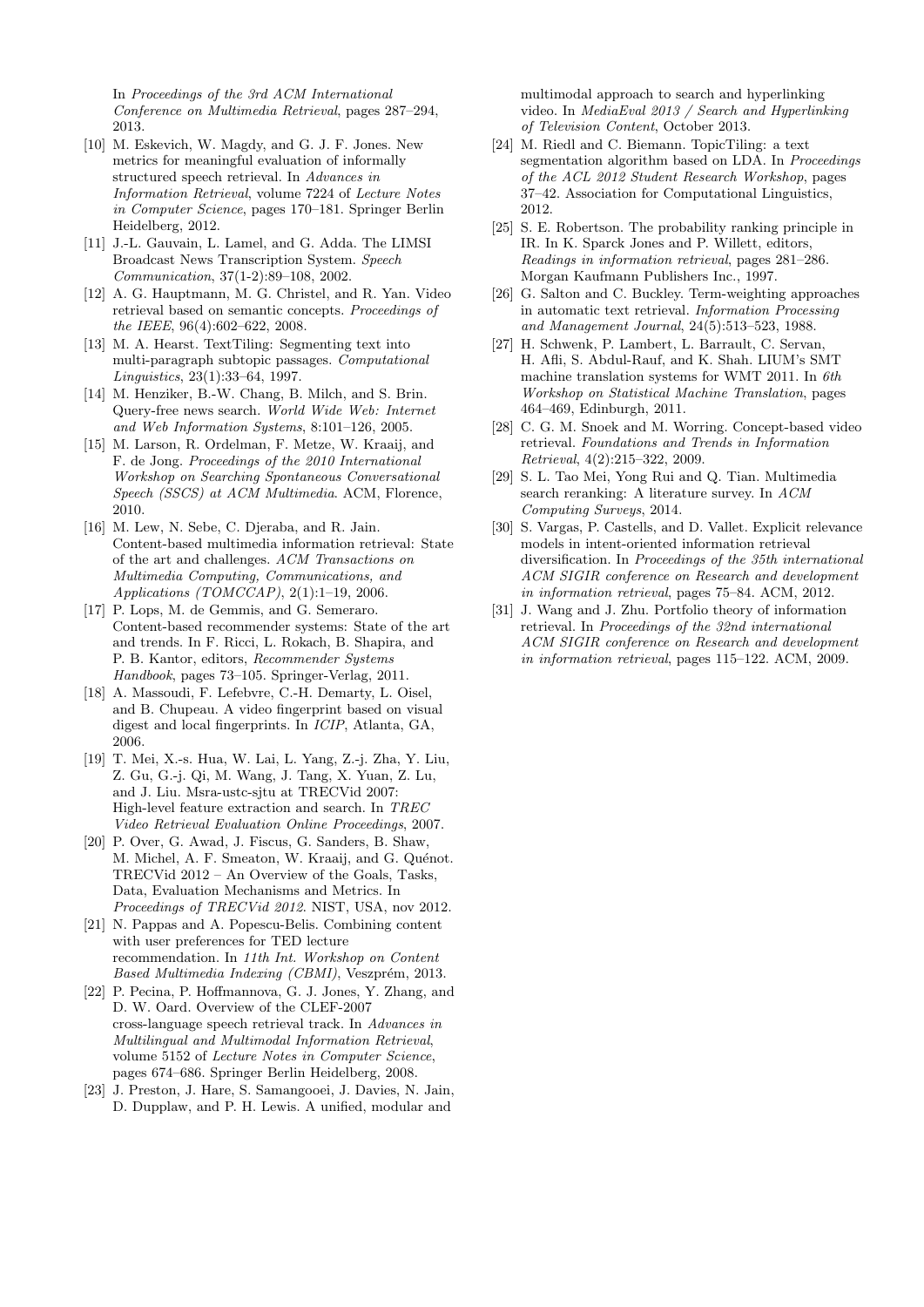In *Proceedings of the 3rd ACM International Conference on Multimedia Retrieval*, pages 287–294, 2013.

[10] M. Eskevich, W. Magdy, and G. J. F. Jones. New metrics for meaningful evaluation of informally structured speech retrieval. In *Advances in Information Retrieval*, volume 7224 of *Lecture Notes in Computer Science*, pages 170–181. Springer Berlin Heidelberg, 2012.

[11] J.-L. Gauvain, L. Lamel, and G. Adda. The LIMSI Broadcast News Transcription System. *Speech Communication*, 37(1-2):89–108, 2002.

[12] A. G. Hauptmann, M. G. Christel, and R. Yan. Video retrieval based on semantic concepts. *Proceedings of the IEEE*, 96(4):602–622, 2008.

[13] M. A. Hearst. TextTiling: Segmenting text into multi-paragraph subtopic passages. *Computational Linguistics*, 23(1):33–64, 1997.

[14] M. Henziker, B.-W. Chang, B. Milch, and S. Brin. Query-free news search. *World Wide Web: Internet and Web Information Systems*, 8:101–126, 2005.

[15] M. Larson, R. Ordelman, F. Metze, W. Kraaij, and F. de Jong. *Proceedings of the 2010 International Workshop on Searching Spontaneous Conversational Speech (SSCS) at ACM Multimedia*. ACM, Florence, 2010.

[16] M. Lew, N. Sebe, C. Djeraba, and R. Jain. Content-based multimedia information retrieval: State of the art and challenges. *ACM Transactions on Multimedia Computing, Communications, and Applications (TOMCCAP)*, 2(1):1–19, 2006.

[17] P. Lops, M. de Gemmis, and G. Semeraro. Content-based recommender systems: State of the art and trends. In F. Ricci, L. Rokach, B. Shapira, and P. B. Kantor, editors, *Recommender Systems Handbook*, pages 73–105. Springer-Verlag, 2011.

[18] A. Massoudi, F. Lefebvre, C.-H. Demarty, L. Oisel, and B. Chupeau. A video fingerprint based on visual digest and local fingerprints. In *ICIP*, Atlanta, GA, 2006.

[19] T. Mei, X.-s. Hua, W. Lai, L. Yang, Z.-j. Zha, Y. Liu, Z. Gu, G.-j. Qi, M. Wang, J. Tang, X. Yuan, Z. Lu, and J. Liu. Msra-ustc-sjtu at TRECVid 2007: High-level feature extraction and search. In *TREC Video Retrieval Evaluation Online Proceedings*, 2007.

[20] P. Over, G. Awad, J. Fiscus, G. Sanders, B. Shaw, M. Michel, A. F. Smeaton, W. Kraaij, and G. Quénot. TRECVid 2012 – An Overview of the Goals, Tasks, Data, Evaluation Mechanisms and Metrics. In *Proceedings of TRECVid 2012*. NIST, USA, nov 2012.

[21] N. Pappas and A. Popescu-Belis. Combining content with user preferences for TED lecture recommendation. In *11th Int. Workshop on Content Based Multimedia Indexing (CBMI)*, Veszprém, 2013.

[22] P. Pecina, P. Hoffmannova, G. J. Jones, Y. Zhang, and D. W. Oard. Overview of the CLEF-2007 cross-language speech retrieval track. In *Advances in Multilingual and Multimodal Information Retrieval*, volume 5152 of *Lecture Notes in Computer Science*, pages 674–686. Springer Berlin Heidelberg, 2008.

[23] J. Preston, J. Hare, S. Samangooei, J. Davies, N. Jain, D. Dupplaw, and P. H. Lewis. A unified, modular and multimodal approach to search and hyperlinking video. In *MediaEval 2013 / Search and Hyperlinking of Television Content*, October 2013.

[24] M. Riedl and C. Biemann. TopicTiling: a text segmentation algorithm based on LDA. In *Proceedings of the ACL 2012 Student Research Workshop*, pages 37–42. Association for Computational Linguistics, 2012.

[25] S. E. Robertson. The probability ranking principle in IR. In K. Sparck Jones and P. Willett, editors, *Readings in information retrieval*, pages 281–286. Morgan Kaufmann Publishers Inc., 1997.

[26] G. Salton and C. Buckley. Term-weighting approaches in automatic text retrieval. *Information Processing and Management Journal*, 24(5):513–523, 1988.

[27] H. Schwenk, P. Lambert, L. Barrault, C. Servan, H. Afli, S. Abdul-Rauf, and K. Shah. LIUM's SMT machine translation systems for WMT 2011. In *6th Workshop on Statistical Machine Translation*, pages 464–469, Edinburgh, 2011.

[28] C. G. M. Snoek and M. Worring. Concept-based video retrieval. *Foundations and Trends in Information Retrieval*, 4(2):215–322, 2009.

[29] S. L. Tao Mei, Yong Rui and Q. Tian. Multimedia search reranking: A literature survey. In *ACM Computing Surveys*, 2014.

[30] S. Vargas, P. Castells, and D. Vallet. Explicit relevance models in intent-oriented information retrieval diversification. In *Proceedings of the 35th international ACM SIGIR conference on Research and development in information retrieval*, pages 75–84. ACM, 2012.

[31] J. Wang and J. Zhu. Portfolio theory of information retrieval. In *Proceedings of the 32nd international ACM SIGIR conference on Research and development in information retrieval*, pages 115–122. ACM, 2009.